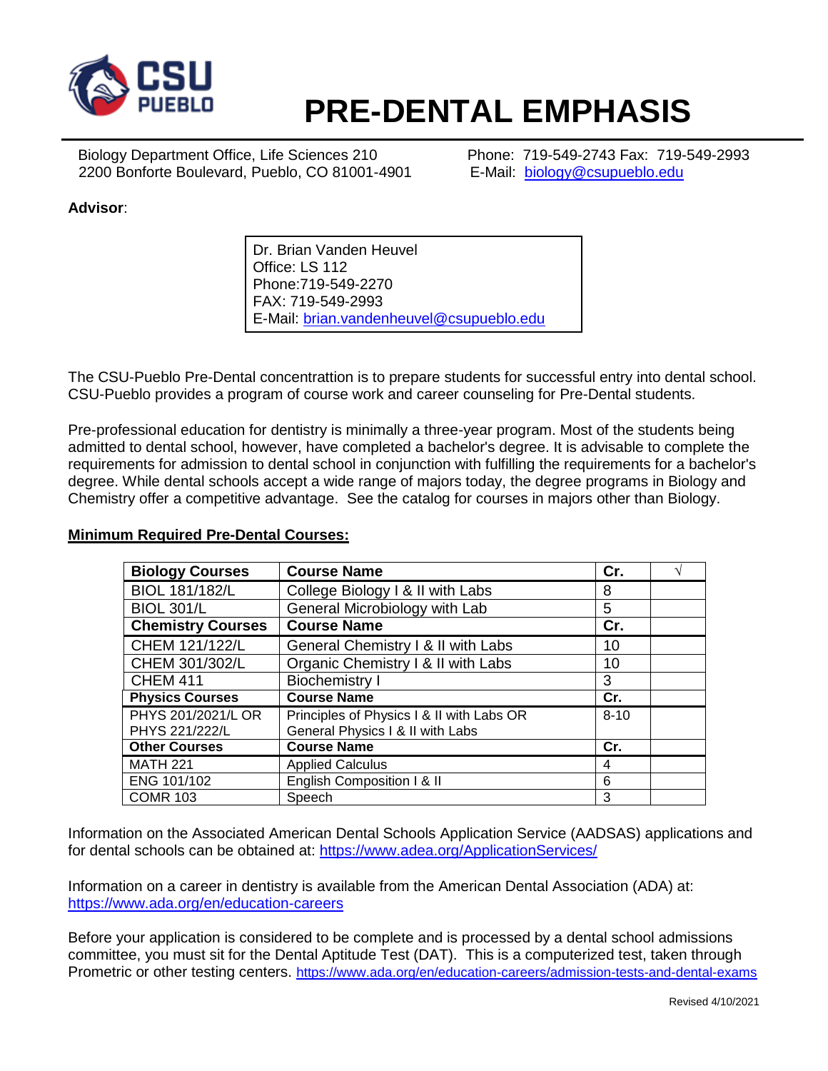# PRE-DENTAL EMPHASIS

Biology Department Office, Life Sciences 210
2200 Bonforte Boulevard, Pueblo, CO 81001-4901

Phone: 719-549-2743 Fax: 719-549-2993
E-Mail: biology@csupueblo.edu

**Advisor**:

Dr. Brian Vanden Heuvel
Office: LS 112
Phone:719-549-2270
FAX: 719-549-2993
E-Mail: brian.vandenheuvel@csupueblo.edu

The CSU-Pueblo Pre-Dental concentrattion is to prepare students for successful entry into dental school. CSU-Pueblo provides a program of course work and career counseling for Pre-Dental students.

Pre-professional education for dentistry is minimally a three-year program. Most of the students being admitted to dental school, however, have completed a bachelor's degree. It is advisable to complete the requirements for admission to dental school in conjunction with fulfilling the requirements for a bachelor's degree. While dental schools accept a wide range of majors today, the degree programs in Biology and Chemistry offer a competitive advantage. See the catalog for courses in majors other than Biology.

**Minimum Required Pre-Dental Courses:**

| **Biology Courses** | **Course Name** | **Cr.** | √ |
|---|---|---|---|
| BIOL 181/182/L | College Biology I & II with Labs | 8 | |
| BIOL 301/L | General Microbiology with Lab | 5 | |
| **Chemistry Courses** | **Course Name** | **Cr.** | |
| CHEM 121/122/L | General Chemistry I & II with Labs | 10 | |
| CHEM 301/302/L | Organic Chemistry I & II with Labs | 10 | |
| CHEM 411 | Biochemistry I | 3 | |
| **Physics Courses** | **Course Name** | **Cr.** | |
| PHYS 201/2021/L OR PHYS 221/222/L | Principles of Physics I & II with Labs OR General Physics I & II with Lab | 8-10 | |
| **Other Courses** | **Course Name** | **Cr.** | |
| MATH 221 | Applied Calculus | 4 | |
| ENG 101/102 | English Composition I & II | 6 | |
| COMR 103 | Speech | 3 | |

Information on the Associated American Dental Schools Application Service (AADSAS) applications and for dental schools can be obtained at: https://www.adea.org/ApplicationServices/

Information on a career in dentistry is available from the American Dental Association (ADA) at: https://www.ada.org/en/education-careers

Before your application is considered to be complete and is processed by a dental school admissions committee, you must sit for the Dental Aptitude Test (DAT). This is a computerized test, taken through Prometric or other testing centers. https://www.ada.org/en/education-careers/admission-tests-and-dental-exams

Revised 4/10/2021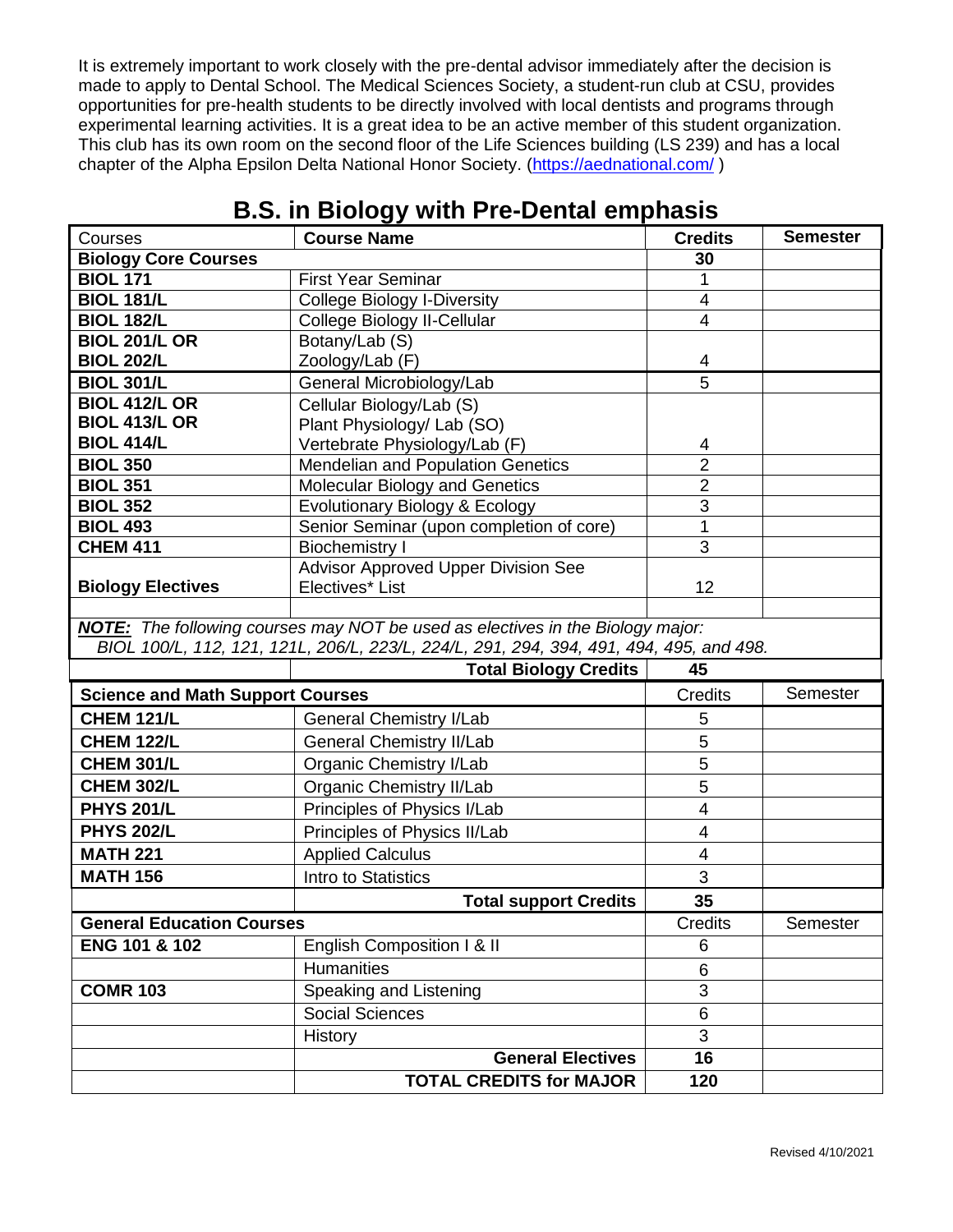It is extremely important to work closely with the pre-dental advisor immediately after the decision is made to apply to Dental School. The Medical Sciences Society, a student-run club at CSU, provides opportunities for pre-health students to be directly involved with local dentists and programs through experimental learning activities. It is a great idea to be an active member of this student organization. This club has its own room on the second floor of the Life Sciences building (LS 239) and has a local chapter of the Alpha Epsilon Delta National Honor Society. (https://aednational.com/ )

## B.S. in Biology with Pre-Dental emphasis

| Courses | Course Name | Credits | Semester |
|---|---|---|---|
| **Biology Core Courses** | | **30** | |
| **BIOL 171** | First Year Seminar | 1 | |
| **BIOL 181/L** | College Biology I-Diversity | 4 | |
| **BIOL 182/L** | College Biology II-Cellular | 4 | |
| **BIOL 201/L OR**<br>**BIOL 202/L** | Botany/Lab (S)<br>Zoology/Lab (F) | 4 | |
| **BIOL 301/L** | General Microbiology/Lab | 5 | |
| **BIOL 412/L OR**<br>**BIOL 413/L OR**<br>**BIOL 414/L** | Cellular Biology/Lab (S)<br>Plant Physiology/ Lab (SO)<br>Vertebrate Physiology/Lab (F) | 4 | |
| **BIOL 350** | Mendelian and Population Genetics | 2 | |
| **BIOL 351** | Molecular Biology and Genetics | 2 | |
| **BIOL 352** | Evolutionary Biology & Ecology | 3 | |
| **BIOL 493** | Senior Seminar (upon completion of core) | 1 | |
| **CHEM 411** | Biochemistry I | 3 | |
| **Biology Electives** | Advisor Approved Upper Division See Electives* List | 12 | |
| ***NOTE:*** *The following courses may NOT be used as electives in the Biology major: BIOL 100/L, 112, 121, 121L, 206/L, 223/L, 224/L, 291, 294, 394, 491, 494, 495, and 498.* | | | |
| | **Total Biology Credits** | **45** | |
| **Science and Math Support Courses** | | Credits | Semester |
| **CHEM 121/L** | General Chemistry I/Lab | 5 | |
| **CHEM 122/L** | General Chemistry II/Lab | 5 | |
| **CHEM 301/L** | Organic Chemistry I/Lab | 5 | |
| **CHEM 302/L** | Organic Chemistry II/Lab | 5 | |
| **PHYS 201/L** | Principles of Physics I/Lab | 4 | |
| **PHYS 202/L** | Principles of Physics II/Lab | 4 | |
| **MATH 221** | Applied Calculus | 4 | |
| **MATH 156** | Intro to Statistics | 3 | |
| | **Total support Credits** | **35** | |
| **General Education Courses** | | Credits | Semester |
| **ENG 101 & 102** | English Composition I & II | 6 | |
| | Humanities | 6 | |
| **COMR 103** | Speaking and Listening | 3 | |
| | Social Sciences | 6 | |
| | History | 3 | |
| | **General Electives** | **16** | |
| | **TOTAL CREDITS for MAJOR** | **120** | |

Revised 4/10/2021